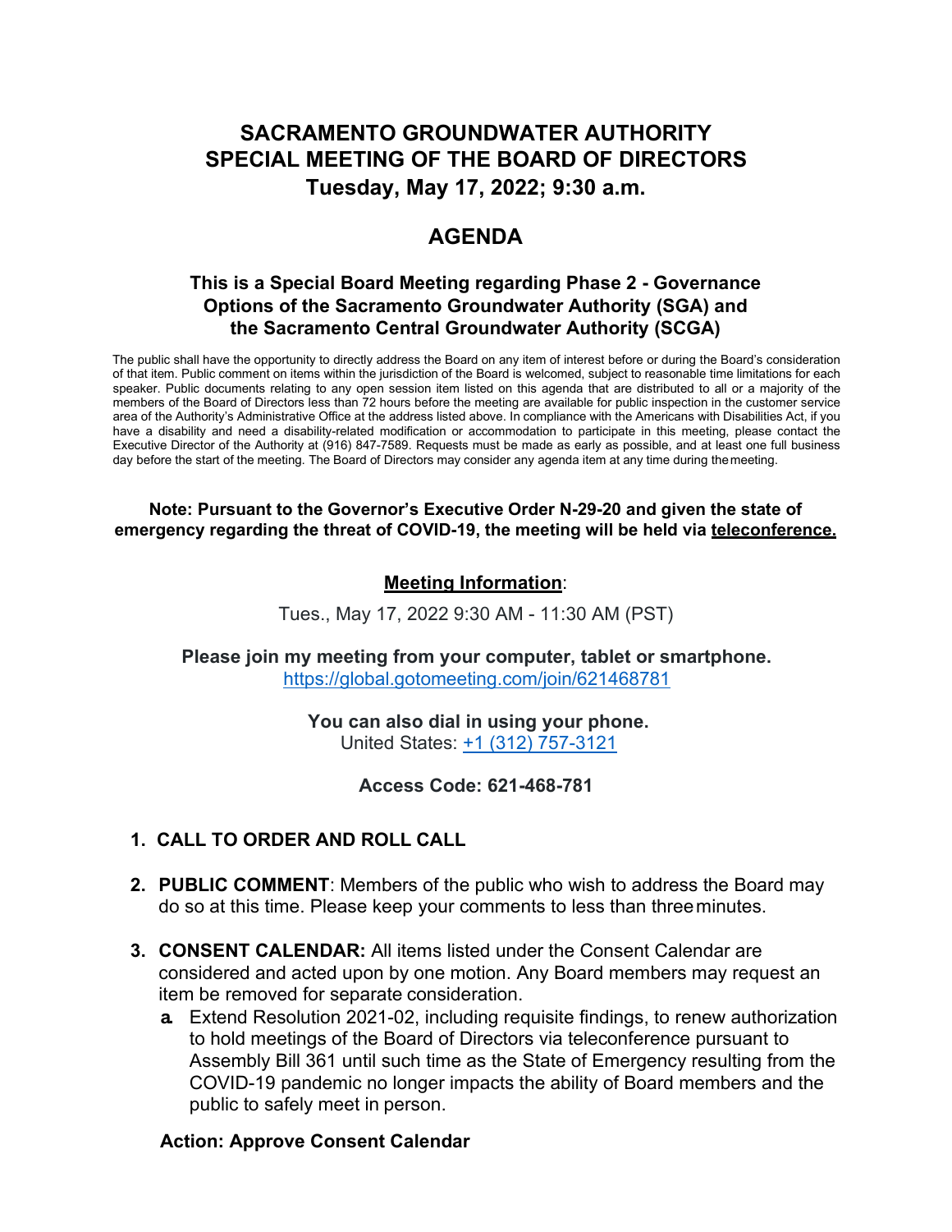# SACRAMENTO GROUNDWATER AUTHORITY
# SPECIAL MEETING OF THE BOARD OF DIRECTORS
# Tuesday, May 17, 2022; 9:30 a.m.

## AGENDA

### This is a Special Board Meeting regarding Phase 2 - Governance Options of the Sacramento Groundwater Authority (SGA) and the Sacramento Central Groundwater Authority (SCGA)

The public shall have the opportunity to directly address the Board on any item of interest before or during the Board's consideration of that item. Public comment on items within the jurisdiction of the Board is welcomed, subject to reasonable time limitations for each speaker. Public documents relating to any open session item listed on this agenda that are distributed to all or a majority of the members of the Board of Directors less than 72 hours before the meeting are available for public inspection in the customer service area of the Authority's Administrative Office at the address listed above. In compliance with the Americans with Disabilities Act, if you have a disability and need a disability-related modification or accommodation to participate in this meeting, please contact the Executive Director of the Authority at (916) 847-7589. Requests must be made as early as possible, and at least one full business day before the start of the meeting. The Board of Directors may consider any agenda item at any time during the meeting.

**Note: Pursuant to the Governor's Executive Order N-29-20 and given the state of emergency regarding the threat of COVID-19, the meeting will be held via teleconference.**

**Meeting Information**:

Tues., May 17, 2022 9:30 AM - 11:30 AM (PST)

**Please join my meeting from your computer, tablet or smartphone.**
https://global.gotomeeting.com/join/621468781

**You can also dial in using your phone.**
United States: +1 (312) 757-3121

**Access Code: 621-468-781**

1. **CALL TO ORDER AND ROLL CALL**

2. **PUBLIC COMMENT**: Members of the public who wish to address the Board may do so at this time. Please keep your comments to less than three minutes.

3. **CONSENT CALENDAR:** All items listed under the Consent Calendar are considered and acted upon by one motion. Any Board members may request an item be removed for separate consideration.
   a. Extend Resolution 2021-02, including requisite findings, to renew authorization to hold meetings of the Board of Directors via teleconference pursuant to Assembly Bill 361 until such time as the State of Emergency resulting from the COVID-19 pandemic no longer impacts the ability of Board members and the public to safely meet in person.

   **Action: Approve Consent Calendar**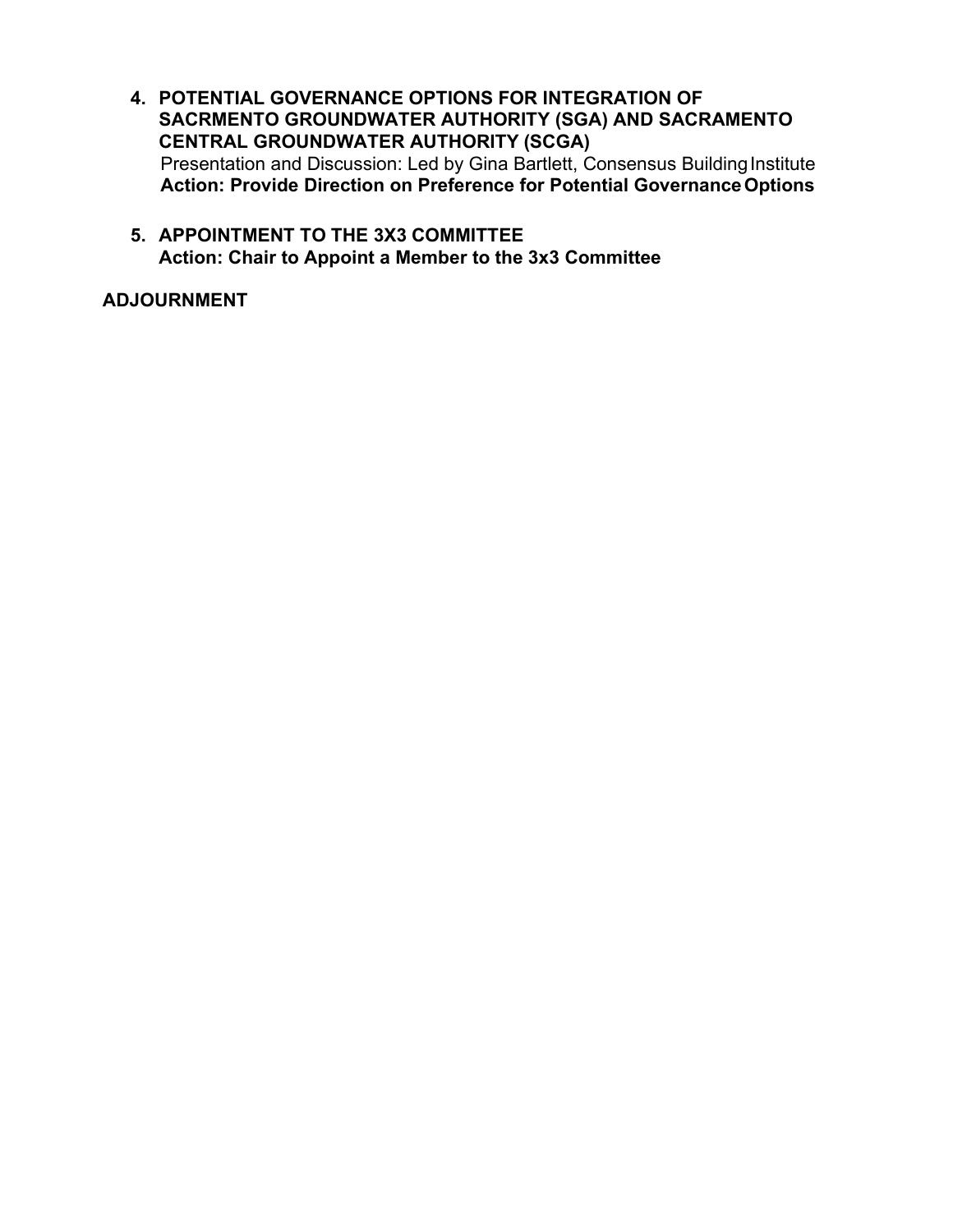4. **POTENTIAL GOVERNANCE OPTIONS FOR INTEGRATION OF SACRMENTO GROUNDWATER AUTHORITY (SGA) AND SACRAMENTO CENTRAL GROUNDWATER AUTHORITY (SCGA)**
   Presentation and Discussion: Led by Gina Bartlett, Consensus Building Institute
   **Action: Provide Direction on Preference for Potential Governance Options**

5. **APPOINTMENT TO THE 3X3 COMMITTEE**
   **Action: Chair to Appoint a Member to the 3x3 Committee**

**ADJOURNMENT**